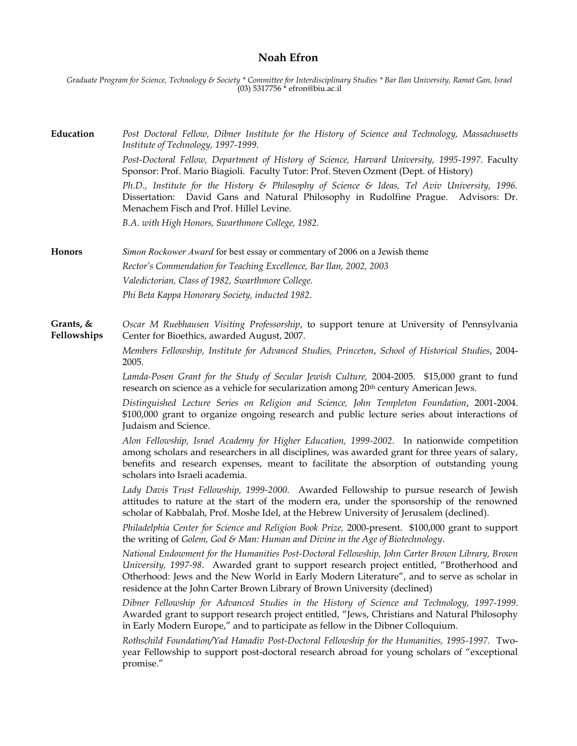# Noah Efron

*Graduate Program for Science, Technology & Society * Committee for Interdisciplinary Studies * Bar Ilan University, Ramat Gan, Israel*
(03) 5317756 * efron@biu.ac.il

## Education

*Post Doctoral Fellow, Dibner Institute for the History of Science and Technology, Massachusetts Institute of Technology, 1997-1999.*

*Post-Doctoral Fellow, Department of History of Science, Harvard University, 1995-1997*. Faculty Sponsor: Prof. Mario Biagioli. Faculty Tutor: Prof. Steven Ozment (Dept. of History)

*Ph.D., Institute for the History & Philosophy of Science & Ideas, Tel Aviv University, 1996.* Dissertation: David Gans and Natural Philosophy in Rudolfine Prague. Advisors: Dr. Menachem Fisch and Prof. Hillel Levine.

*B.A. with High Honors, Swarthmore College, 1982.*

## Honors

*Simon Rockower Award* for best essay or commentary of 2006 on a Jewish theme

*Rector's Commendation for Teaching Excellence, Bar Ilan, 2002, 2003*

*Valedictorian, Class of 1982, Swarthmore College.*

*Phi Beta Kappa Honorary Society, inducted 1982*.

## Grants, & Fellowships

*Oscar M Ruebhausen Visiting Professorship*, to support tenure at University of Pennsylvania Center for Bioethics, awarded August, 2007.

*Members Fellowship, Institute for Advanced Studies, Princeton*, *School of Historical Studies*, 2004-2005.

*Lamda-Posen Grant for the Study of Secular Jewish Culture,* 2004-2005. $15,000 grant to fund research on science as a vehicle for secularization among 20th century American Jews.

*Distinguished Lecture Series on Religion and Science, John Templeton Foundation*, 2001-2004. $100,000 grant to organize ongoing research and public lecture series about interactions of Judaism and Science.

*Alon Fellowship, Israel Academy for Higher Education, 1999-2002*. In nationwide competition among scholars and researchers in all disciplines, was awarded grant for three years of salary, benefits and research expenses, meant to facilitate the absorption of outstanding young scholars into Israeli academia.

*Lady Davis Trust Fellowship, 1999-2000*. Awarded Fellowship to pursue research of Jewish attitudes to nature at the start of the modern era, under the sponsorship of the renowned scholar of Kabbalah, Prof. Moshe Idel, at the Hebrew University of Jerusalem (declined).

*Philadelphia Center for Science and Religion Book Prize,* 2000-present. $100,000 grant to support the writing of *Golem, God & Man: Human and Divine in the Age of Biotechnology*.

*National Endowment for the Humanities Post-Doctoral Fellowship, John Carter Brown Library, Brown University, 1997-98*. Awarded grant to support research project entitled, "Brotherhood and Otherhood: Jews and the New World in Early Modern Literature", and to serve as scholar in residence at the John Carter Brown Library of Brown University (declined)

*Dibner Fellowship for Advanced Studies in the History of Science and Technology, 1997-1999*. Awarded grant to support research project entitled, "Jews, Christians and Natural Philosophy in Early Modern Europe," and to participate as fellow in the Dibner Colloquium.

*Rothschild Foundation/Yad Hanadiv Post-Doctoral Fellowship for the Humanities, 1995-1997*. Two-year Fellowship to support post-doctoral research abroad for young scholars of "exceptional promise."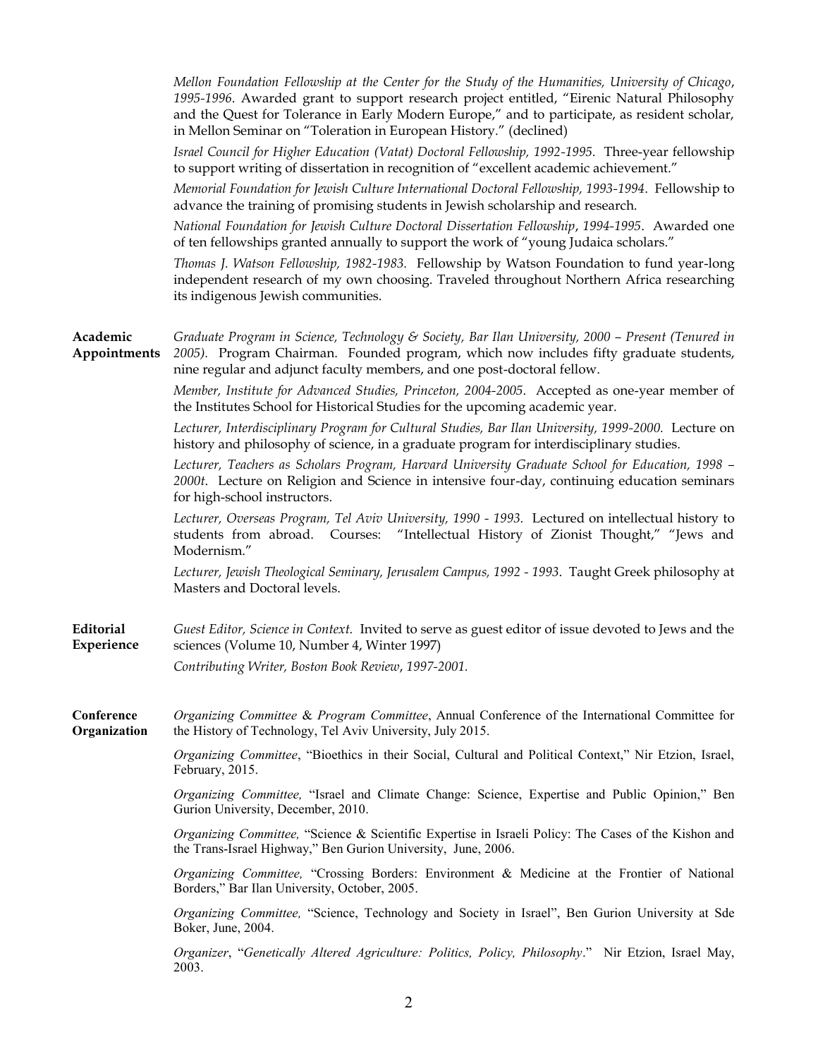*Mellon Foundation Fellowship at the Center for the Study of the Humanities, University of Chicago, 1995-1996*. Awarded grant to support research project entitled, "Eirenic Natural Philosophy and the Quest for Tolerance in Early Modern Europe," and to participate, as resident scholar, in Mellon Seminar on "Toleration in European History." (declined)

*Israel Council for Higher Education (Vatat) Doctoral Fellowship, 1992-1995.* Three-year fellowship to support writing of dissertation in recognition of "excellent academic achievement."

*Memorial Foundation for Jewish Culture International Doctoral Fellowship, 1993-1994*. Fellowship to advance the training of promising students in Jewish scholarship and research.

*National Foundation for Jewish Culture Doctoral Dissertation Fellowship*, *1994-1995*. Awarded one of ten fellowships granted annually to support the work of "young Judaica scholars."

*Thomas J. Watson Fellowship, 1982-1983.* Fellowship by Watson Foundation to fund year-long independent research of my own choosing. Traveled throughout Northern Africa researching its indigenous Jewish communities.

**Academic Appointments**

*Graduate Program in Science, Technology & Society, Bar Ilan University, 2000 – Present (Tenured in 2005).* Program Chairman. Founded program, which now includes fifty graduate students, nine regular and adjunct faculty members, and one post-doctoral fellow.

*Member, Institute for Advanced Studies, Princeton, 2004-2005*. Accepted as one-year member of the Institutes School for Historical Studies for the upcoming academic year.

*Lecturer, Interdisciplinary Program for Cultural Studies, Bar Ilan University, 1999-2000.* Lecture on history and philosophy of science, in a graduate program for interdisciplinary studies.

*Lecturer, Teachers as Scholars Program, Harvard University Graduate School for Education, 1998 – 2000t*. Lecture on Religion and Science in intensive four-day, continuing education seminars for high-school instructors.

*Lecturer, Overseas Program, Tel Aviv University, 1990 - 1993.* Lectured on intellectual history to students from abroad. Courses: "Intellectual History of Zionist Thought," "Jews and Modernism."

*Lecturer, Jewish Theological Seminary, Jerusalem Campus, 1992 - 1993*. Taught Greek philosophy at Masters and Doctoral levels.

**Editorial Experience**

*Guest Editor, Science in Context.* Invited to serve as guest editor of issue devoted to Jews and the sciences (Volume 10, Number 4, Winter 1997)

*Contributing Writer, Boston Book Review*, *1997-2001.*

**Conference Organization**

*Organizing Committee* & *Program Committee*, Annual Conference of the International Committee for the History of Technology, Tel Aviv University, July 2015.

*Organizing Committee*, "Bioethics in their Social, Cultural and Political Context," Nir Etzion, Israel, February, 2015.

*Organizing Committee,* "Israel and Climate Change: Science, Expertise and Public Opinion," Ben Gurion University, December, 2010.

*Organizing Committee,* "Science & Scientific Expertise in Israeli Policy: The Cases of the Kishon and the Trans-Israel Highway," Ben Gurion University, June, 2006.

*Organizing Committee,* "Crossing Borders: Environment & Medicine at the Frontier of National Borders," Bar Ilan University, October, 2005.

*Organizing Committee,* "Science, Technology and Society in Israel", Ben Gurion University at Sde Boker, June, 2004.

*Organizer*, "*Genetically Altered Agriculture: Politics, Policy, Philosophy*." Nir Etzion, Israel May, 2003.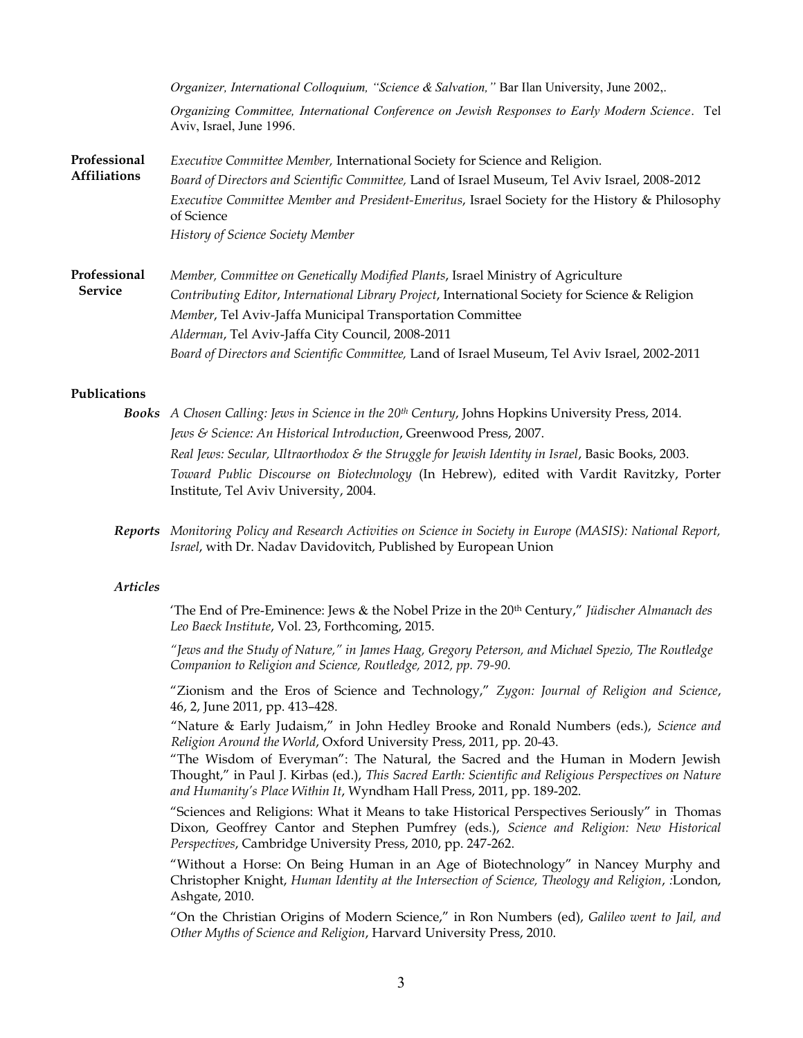*Organizer, International Colloquium, "Science & Salvation,"* Bar Ilan University, June 2002,.

*Organizing Committee, International Conference on Jewish Responses to Early Modern Science*. Tel Aviv, Israel, June 1996.

**Professional Affiliations**

*Executive Committee Member,* International Society for Science and Religion.

*Board of Directors and Scientific Committee,* Land of Israel Museum, Tel Aviv Israel, 2008-2012

*Executive Committee Member and President-Emeritus*, Israel Society for the History & Philosophy of Science

*History of Science Society Member*

**Professional Service**

*Member, Committee on Genetically Modified Plants*, Israel Ministry of Agriculture

*Contributing Editor*, *International Library Project*, International Society for Science & Religion

*Member*, Tel Aviv-Jaffa Municipal Transportation Committee

*Alderman*, Tel Aviv-Jaffa City Council, 2008-2011

*Board of Directors and Scientific Committee,* Land of Israel Museum, Tel Aviv Israel, 2002-2011

## Publications

***Books***

*A Chosen Calling: Jews in Science in the 20th Century*, Johns Hopkins University Press, 2014.

*Jews & Science: An Historical Introduction*, Greenwood Press, 2007.

*Real Jews: Secular, Ultraorthodox & the Struggle for Jewish Identity in Israel*, Basic Books, 2003.

*Toward Public Discourse on Biotechnology* (In Hebrew), edited with Vardit Ravitzky, Porter Institute, Tel Aviv University, 2004.

***Reports***

*Monitoring Policy and Research Activities on Science in Society in Europe (MASIS): National Report, Israel*, with Dr. Nadav Davidovitch, Published by European Union

***Articles***

'The End of Pre-Eminence: Jews & the Nobel Prize in the 20th Century," *Jüdischer Almanach des Leo Baeck Institute*, Vol. 23, Forthcoming, 2015.

*"Jews and the Study of Nature," in James Haag, Gregory Peterson, and Michael Spezio, The Routledge Companion to Religion and Science, Routledge, 2012, pp. 79-90.*

"Zionism and the Eros of Science and Technology," *Zygon: Journal of Religion and Science*, 46, 2, June 2011, pp. 413–428.

"Nature & Early Judaism," in John Hedley Brooke and Ronald Numbers (eds.), *Science and Religion Around the World*, Oxford University Press, 2011, pp. 20-43.

"The Wisdom of Everyman": The Natural, the Sacred and the Human in Modern Jewish Thought," in Paul J. Kirbas (ed.), *This Sacred Earth: Scientific and Religious Perspectives on Nature and Humanity's Place Within It*, Wyndham Hall Press, 2011, pp. 189-202.

"Sciences and Religions: What it Means to take Historical Perspectives Seriously" in Thomas Dixon, Geoffrey Cantor and Stephen Pumfrey (eds.), *Science and Religion: New Historical Perspectives*, Cambridge University Press, 2010, pp. 247-262.

"Without a Horse: On Being Human in an Age of Biotechnology" in Nancey Murphy and Christopher Knight, *Human Identity at the Intersection of Science, Theology and Religion*, :London, Ashgate, 2010.

"On the Christian Origins of Modern Science," in Ron Numbers (ed), *Galileo went to Jail, and Other Myths of Science and Religion*, Harvard University Press, 2010.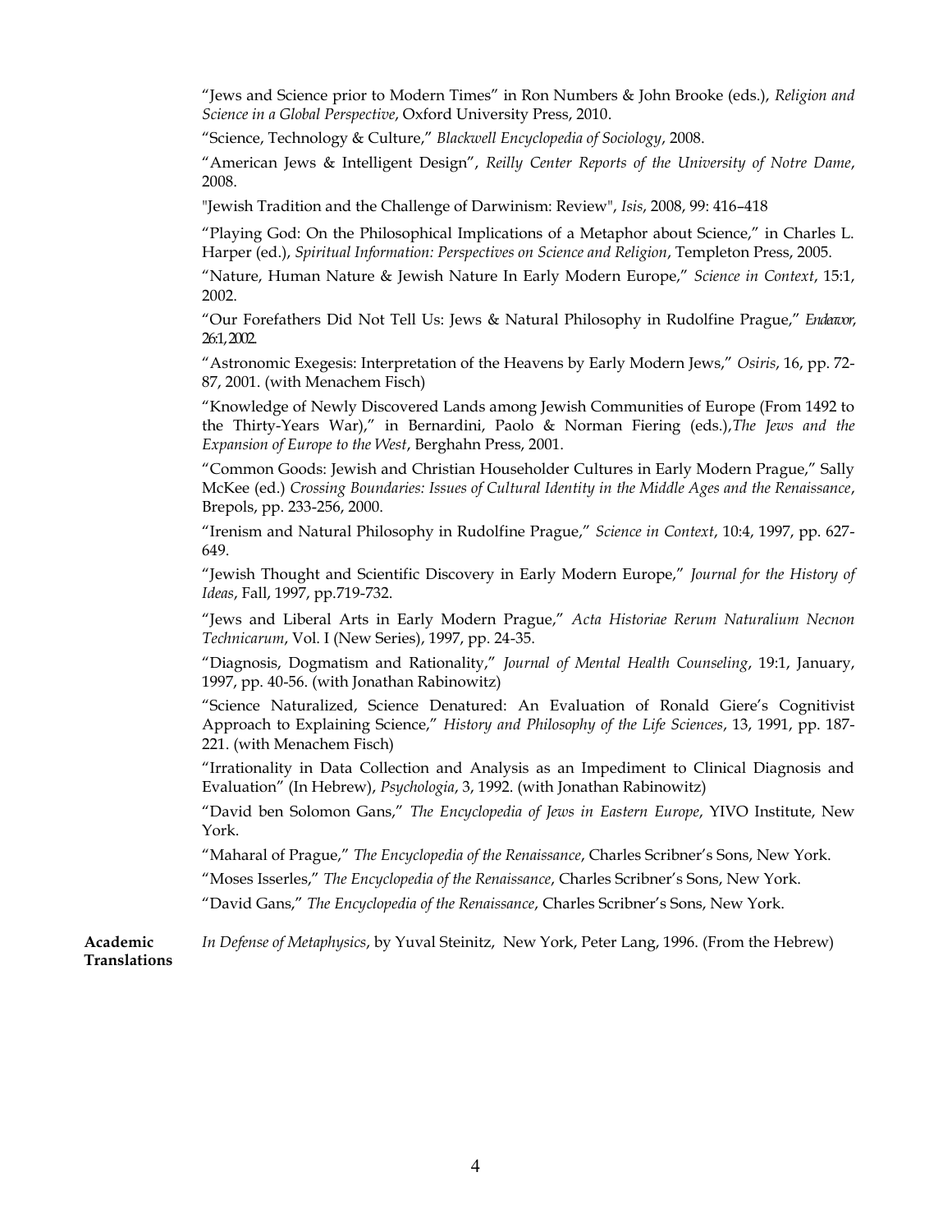"Jews and Science prior to Modern Times" in Ron Numbers & John Brooke (eds.), *Religion and Science in a Global Perspective*, Oxford University Press, 2010.

"Science, Technology & Culture," *Blackwell Encyclopedia of Sociology*, 2008.

"American Jews & Intelligent Design", *Reilly Center Reports of the University of Notre Dame*, 2008.

"Jewish Tradition and the Challenge of Darwinism: Review", *Isis*, 2008, 99: 416–418

"Playing God: On the Philosophical Implications of a Metaphor about Science," in Charles L. Harper (ed.), *Spiritual Information: Perspectives on Science and Religion*, Templeton Press, 2005.

"Nature, Human Nature & Jewish Nature In Early Modern Europe," *Science in Context*, 15:1, 2002.

"Our Forefathers Did Not Tell Us: Jews & Natural Philosophy in Rudolfine Prague," *Endeavor*, 26:1, 2002.

"Astronomic Exegesis: Interpretation of the Heavens by Early Modern Jews," *Osiris*, 16, pp. 72-87, 2001. (with Menachem Fisch)

"Knowledge of Newly Discovered Lands among Jewish Communities of Europe (From 1492 to the Thirty-Years War)," in Bernardini, Paolo & Norman Fiering (eds.),*The Jews and the Expansion of Europe to the West*, Berghahn Press, 2001.

"Common Goods: Jewish and Christian Householder Cultures in Early Modern Prague," Sally McKee (ed.) *Crossing Boundaries: Issues of Cultural Identity in the Middle Ages and the Renaissance*, Brepols, pp. 233-256, 2000.

"Irenism and Natural Philosophy in Rudolfine Prague," *Science in Context*, 10:4, 1997, pp. 627-649.

"Jewish Thought and Scientific Discovery in Early Modern Europe," *Journal for the History of Ideas*, Fall, 1997, pp.719-732.

"Jews and Liberal Arts in Early Modern Prague," *Acta Historiae Rerum Naturalium Necnon Technicarum*, Vol. I (New Series), 1997, pp. 24-35.

"Diagnosis, Dogmatism and Rationality," *Journal of Mental Health Counseling*, 19:1, January, 1997, pp. 40-56. (with Jonathan Rabinowitz)

"Science Naturalized, Science Denatured: An Evaluation of Ronald Giere's Cognitivist Approach to Explaining Science," *History and Philosophy of the Life Sciences*, 13, 1991, pp. 187-221. (with Menachem Fisch)

"Irrationality in Data Collection and Analysis as an Impediment to Clinical Diagnosis and Evaluation" (In Hebrew), *Psychologia*, 3, 1992. (with Jonathan Rabinowitz)

"David ben Solomon Gans," *The Encyclopedia of Jews in Eastern Europe*, YIVO Institute, New York.

"Maharal of Prague," *The Encyclopedia of the Renaissance*, Charles Scribner's Sons, New York.

"Moses Isserles," *The Encyclopedia of the Renaissance*, Charles Scribner's Sons, New York.

"David Gans," *The Encyclopedia of the Renaissance*, Charles Scribner's Sons, New York.

**Academic Translations**

*In Defense of Metaphysics*, by Yuval Steinitz, New York, Peter Lang, 1996. (From the Hebrew)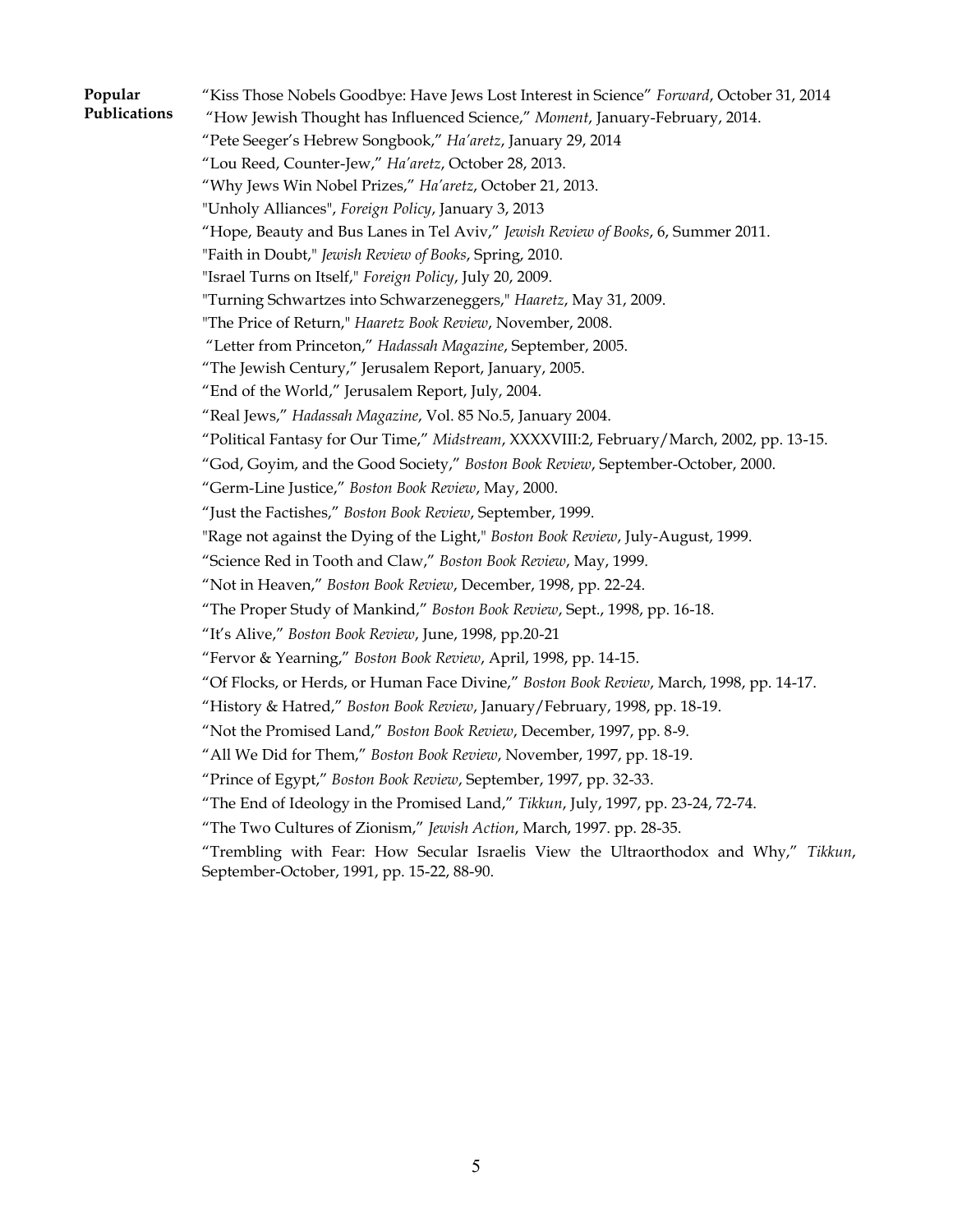**Popular Publications**

"Kiss Those Nobels Goodbye: Have Jews Lost Interest in Science" *Forward*, October 31, 2014

"How Jewish Thought has Influenced Science," *Moment*, January-February, 2014.

"Pete Seeger's Hebrew Songbook," *Ha'aretz*, January 29, 2014

"Lou Reed, Counter-Jew," *Ha'aretz*, October 28, 2013.

"Why Jews Win Nobel Prizes," *Ha'aretz*, October 21, 2013.

"Unholy Alliances", *Foreign Policy*, January 3, 2013

"Hope, Beauty and Bus Lanes in Tel Aviv," *Jewish Review of Books*, 6, Summer 2011.

"Faith in Doubt," *Jewish Review of Books*, Spring, 2010.

"Israel Turns on Itself," *Foreign Policy*, July 20, 2009.

"Turning Schwartzes into Schwarzeneggers," *Haaretz*, May 31, 2009.

"The Price of Return," *Haaretz Book Review*, November, 2008.

"Letter from Princeton," *Hadassah Magazine*, September, 2005.

"The Jewish Century," Jerusalem Report, January, 2005.

"End of the World," Jerusalem Report, July, 2004.

"Real Jews," *Hadassah Magazine*, Vol. 85 No.5, January 2004.

"Political Fantasy for Our Time," *Midstream*, XXXXVIII:2, February/March, 2002, pp. 13-15.

"God, Goyim, and the Good Society," *Boston Book Review*, September-October, 2000.

"Germ-Line Justice," *Boston Book Review*, May, 2000.

"Just the Factishes," *Boston Book Review*, September, 1999.

"Rage not against the Dying of the Light," *Boston Book Review*, July-August, 1999.

"Science Red in Tooth and Claw," *Boston Book Review*, May, 1999.

"Not in Heaven," *Boston Book Review*, December, 1998, pp. 22-24.

"The Proper Study of Mankind," *Boston Book Review*, Sept., 1998, pp. 16-18.

"It's Alive," *Boston Book Review*, June, 1998, pp.20-21

"Fervor & Yearning," *Boston Book Review*, April, 1998, pp. 14-15.

"Of Flocks, or Herds, or Human Face Divine," *Boston Book Review*, March, 1998, pp. 14-17.

"History & Hatred," *Boston Book Review*, January/February, 1998, pp. 18-19.

"Not the Promised Land," *Boston Book Review*, December, 1997, pp. 8-9.

"All We Did for Them," *Boston Book Review*, November, 1997, pp. 18-19.

"Prince of Egypt," *Boston Book Review*, September, 1997, pp. 32-33.

"The End of Ideology in the Promised Land," *Tikkun*, July, 1997, pp. 23-24, 72-74.

"The Two Cultures of Zionism," *Jewish Action*, March, 1997. pp. 28-35.

"Trembling with Fear: How Secular Israelis View the Ultraorthodox and Why," *Tikkun*, September-October, 1991, pp. 15-22, 88-90.